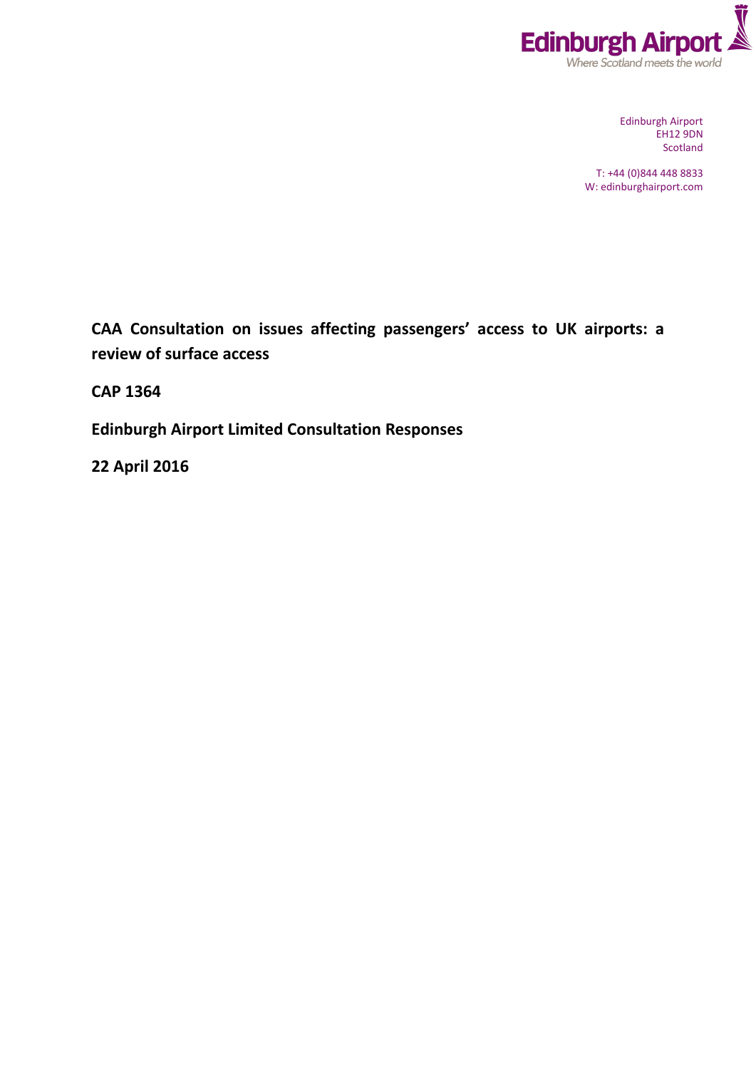Edinburgh Airport
Where Scotland meets the world

Edinburgh Airport
EH12 9DN
Scotland

T: +44 (0)844 448 8833
W: edinburghairport.com

# CAA Consultation on issues affecting passengers' access to UK airports: a review of surface access

**CAP 1364**

**Edinburgh Airport Limited Consultation Responses**

**22 April 2016**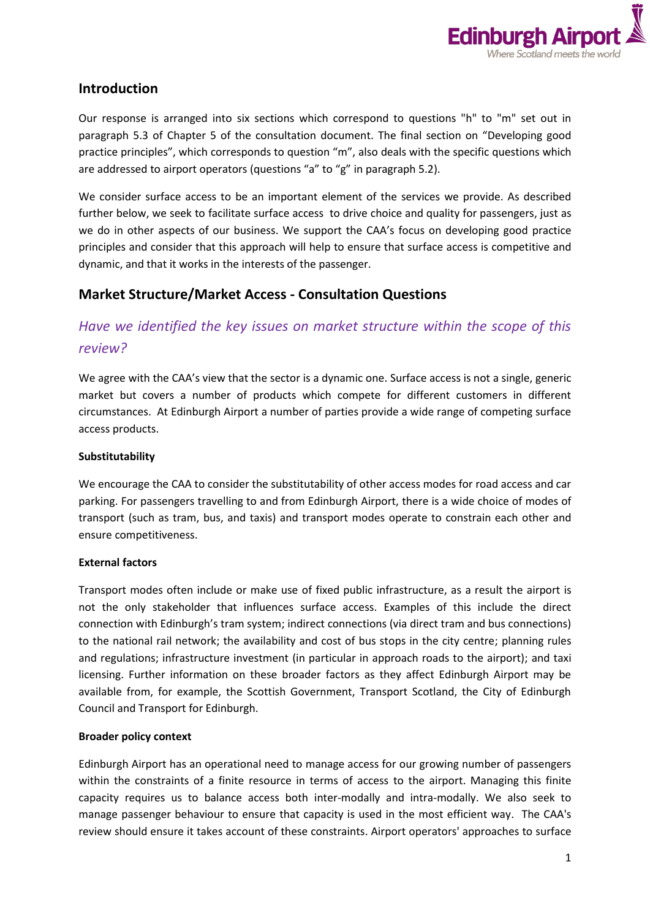## Introduction

Our response is arranged into six sections which correspond to questions "h" to "m" set out in paragraph 5.3 of Chapter 5 of the consultation document. The final section on “Developing good practice principles”, which corresponds to question “m”, also deals with the specific questions which are addressed to airport operators (questions “a” to “g” in paragraph 5.2).

We consider surface access to be an important element of the services we provide. As described further below, we seek to facilitate surface access to drive choice and quality for passengers, just as we do in other aspects of our business. We support the CAA’s focus on developing good practice principles and consider that this approach will help to ensure that surface access is competitive and dynamic, and that it works in the interests of the passenger.

## Market Structure/Market Access - Consultation Questions

### *Have we identified the key issues on market structure within the scope of this review?*

We agree with the CAA’s view that the sector is a dynamic one. Surface access is not a single, generic market but covers a number of products which compete for different customers in different circumstances. At Edinburgh Airport a number of parties provide a wide range of competing surface access products.

**Substitutability**

We encourage the CAA to consider the substitutability of other access modes for road access and car parking. For passengers travelling to and from Edinburgh Airport, there is a wide choice of modes of transport (such as tram, bus, and taxis) and transport modes operate to constrain each other and ensure competitiveness.

**External factors**

Transport modes often include or make use of fixed public infrastructure, as a result the airport is not the only stakeholder that influences surface access. Examples of this include the direct connection with Edinburgh’s tram system; indirect connections (via direct tram and bus connections) to the national rail network; the availability and cost of bus stops in the city centre; planning rules and regulations; infrastructure investment (in particular in approach roads to the airport); and taxi licensing. Further information on these broader factors as they affect Edinburgh Airport may be available from, for example, the Scottish Government, Transport Scotland, the City of Edinburgh Council and Transport for Edinburgh.

**Broader policy context**

Edinburgh Airport has an operational need to manage access for our growing number of passengers within the constraints of a finite resource in terms of access to the airport. Managing this finite capacity requires us to balance access both inter-modally and intra-modally. We also seek to manage passenger behaviour to ensure that capacity is used in the most efficient way. The CAA's review should ensure it takes account of these constraints. Airport operators' approaches to surface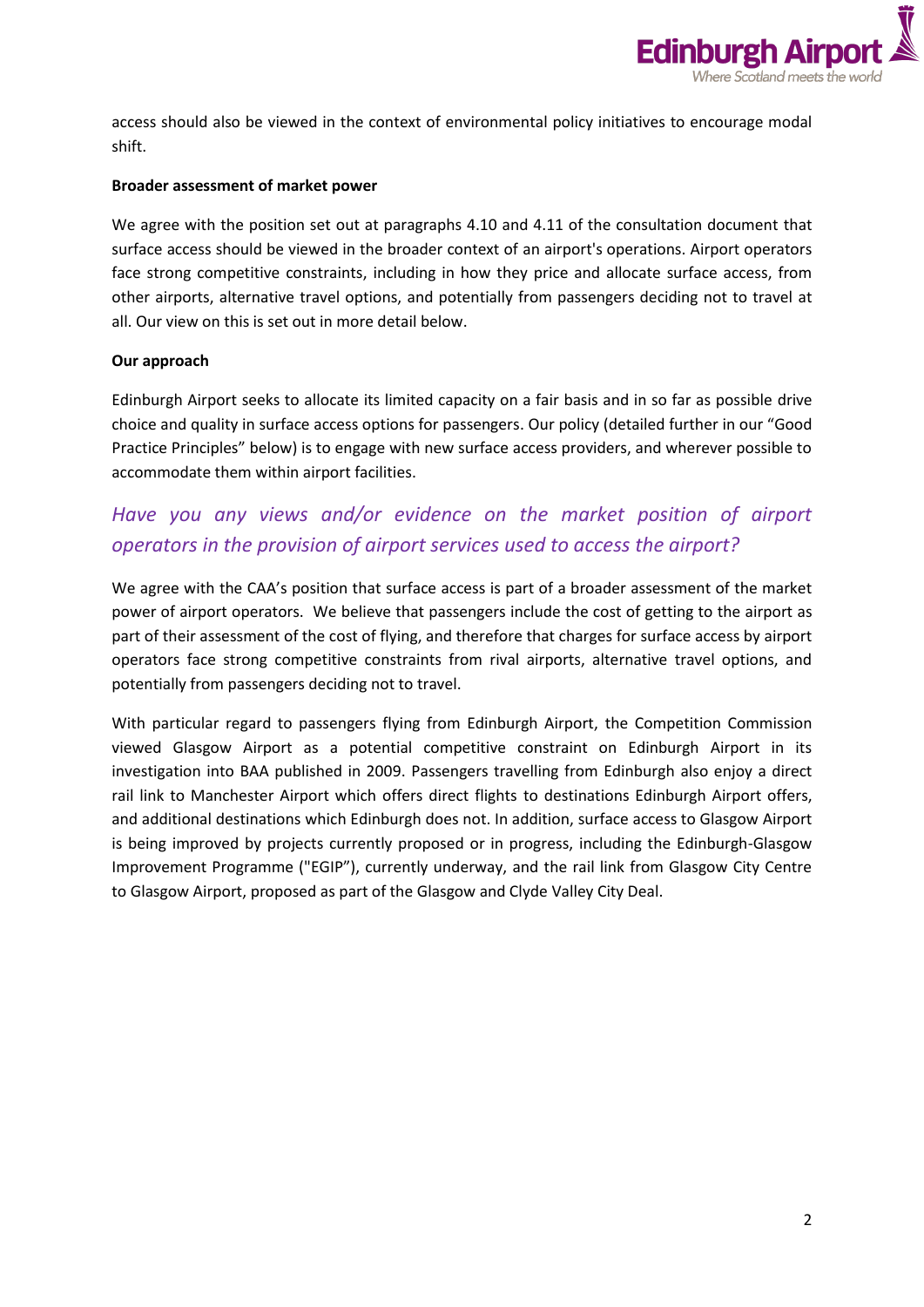access should also be viewed in the context of environmental policy initiatives to encourage modal shift.

**Broader assessment of market power**

We agree with the position set out at paragraphs 4.10 and 4.11 of the consultation document that surface access should be viewed in the broader context of an airport's operations. Airport operators face strong competitive constraints, including in how they price and allocate surface access, from other airports, alternative travel options, and potentially from passengers deciding not to travel at all. Our view on this is set out in more detail below.

**Our approach**

Edinburgh Airport seeks to allocate its limited capacity on a fair basis and in so far as possible drive choice and quality in surface access options for passengers. Our policy (detailed further in our "Good Practice Principles" below) is to engage with new surface access providers, and wherever possible to accommodate them within airport facilities.

## *Have you any views and/or evidence on the market position of airport operators in the provision of airport services used to access the airport?*

We agree with the CAA's position that surface access is part of a broader assessment of the market power of airport operators. We believe that passengers include the cost of getting to the airport as part of their assessment of the cost of flying, and therefore that charges for surface access by airport operators face strong competitive constraints from rival airports, alternative travel options, and potentially from passengers deciding not to travel.

With particular regard to passengers flying from Edinburgh Airport, the Competition Commission viewed Glasgow Airport as a potential competitive constraint on Edinburgh Airport in its investigation into BAA published in 2009. Passengers travelling from Edinburgh also enjoy a direct rail link to Manchester Airport which offers direct flights to destinations Edinburgh Airport offers, and additional destinations which Edinburgh does not. In addition, surface access to Glasgow Airport is being improved by projects currently proposed or in progress, including the Edinburgh-Glasgow Improvement Programme ("EGIP"), currently underway, and the rail link from Glasgow City Centre to Glasgow Airport, proposed as part of the Glasgow and Clyde Valley City Deal.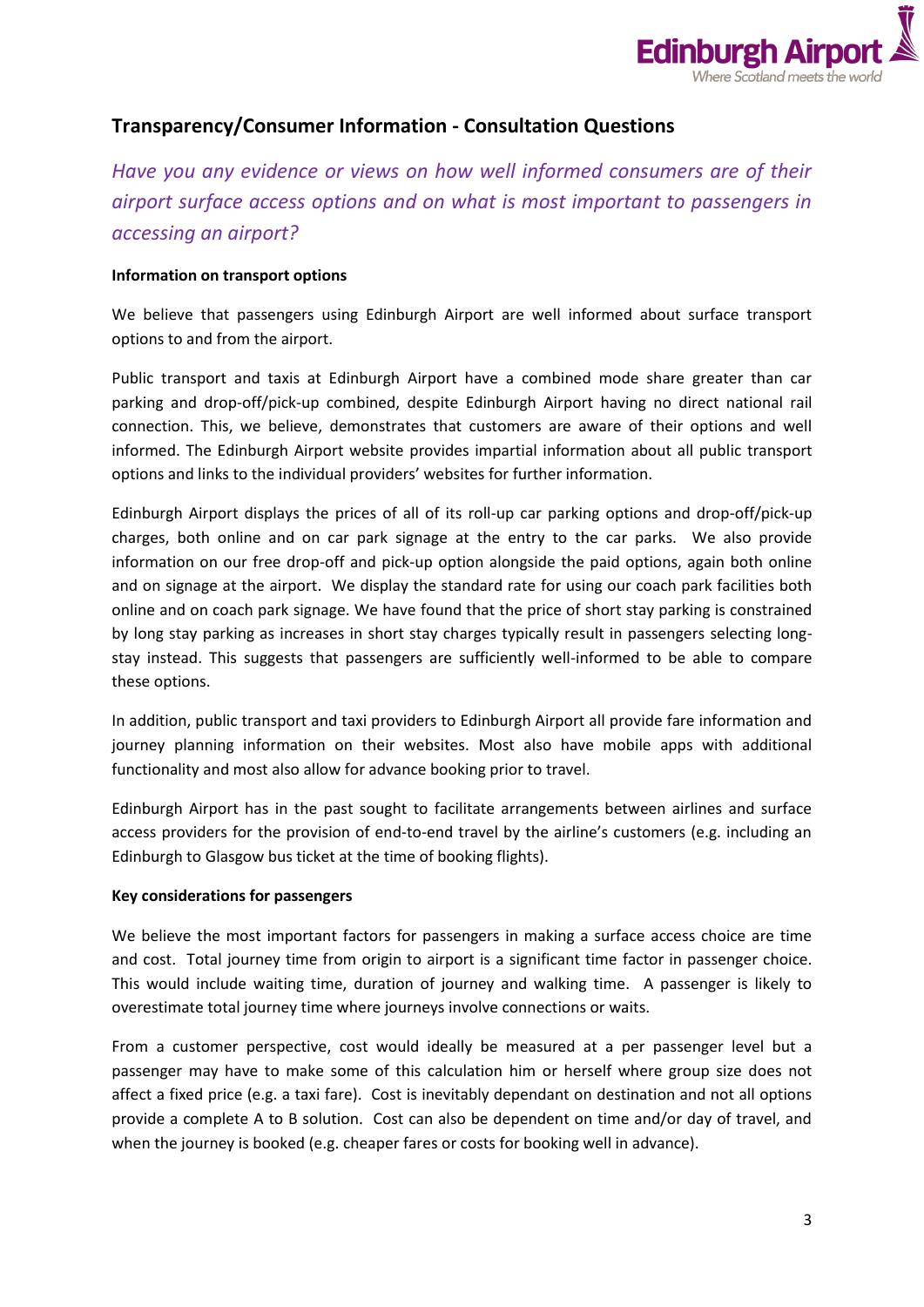## Transparency/Consumer Information - Consultation Questions

*Have you any evidence or views on how well informed consumers are of their airport surface access options and on what is most important to passengers in accessing an airport?*

**Information on transport options**

We believe that passengers using Edinburgh Airport are well informed about surface transport options to and from the airport.

Public transport and taxis at Edinburgh Airport have a combined mode share greater than car parking and drop-off/pick-up combined, despite Edinburgh Airport having no direct national rail connection. This, we believe, demonstrates that customers are aware of their options and well informed. The Edinburgh Airport website provides impartial information about all public transport options and links to the individual providers' websites for further information.

Edinburgh Airport displays the prices of all of its roll-up car parking options and drop-off/pick-up charges, both online and on car park signage at the entry to the car parks. We also provide information on our free drop-off and pick-up option alongside the paid options, again both online and on signage at the airport. We display the standard rate for using our coach park facilities both online and on coach park signage. We have found that the price of short stay parking is constrained by long stay parking as increases in short stay charges typically result in passengers selecting long-stay instead. This suggests that passengers are sufficiently well-informed to be able to compare these options.

In addition, public transport and taxi providers to Edinburgh Airport all provide fare information and journey planning information on their websites. Most also have mobile apps with additional functionality and most also allow for advance booking prior to travel.

Edinburgh Airport has in the past sought to facilitate arrangements between airlines and surface access providers for the provision of end-to-end travel by the airline's customers (e.g. including an Edinburgh to Glasgow bus ticket at the time of booking flights).

**Key considerations for passengers**

We believe the most important factors for passengers in making a surface access choice are time and cost. Total journey time from origin to airport is a significant time factor in passenger choice. This would include waiting time, duration of journey and walking time. A passenger is likely to overestimate total journey time where journeys involve connections or waits.

From a customer perspective, cost would ideally be measured at a per passenger level but a passenger may have to make some of this calculation him or herself where group size does not affect a fixed price (e.g. a taxi fare). Cost is inevitably dependant on destination and not all options provide a complete A to B solution. Cost can also be dependent on time and/or day of travel, and when the journey is booked (e.g. cheaper fares or costs for booking well in advance).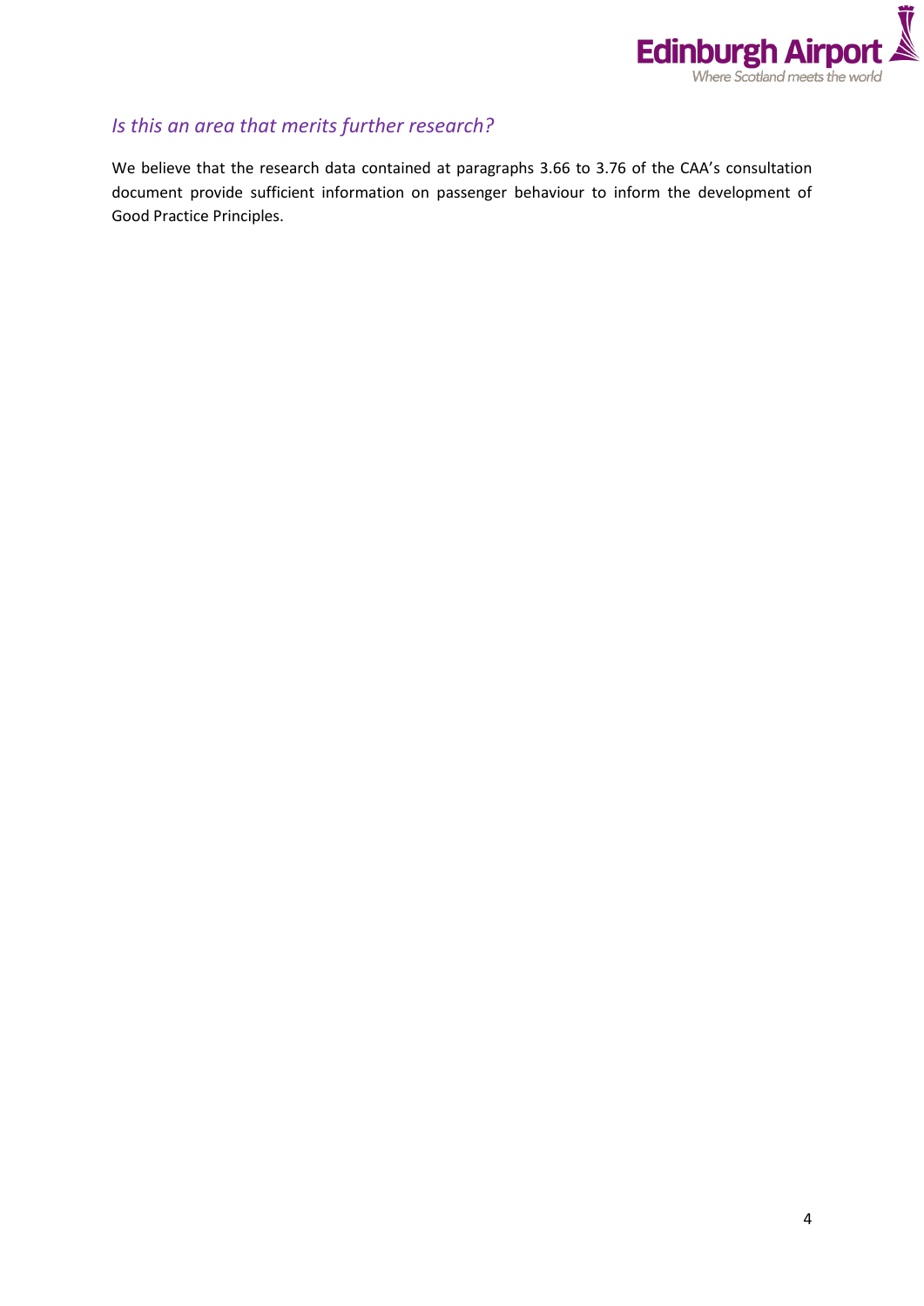### *Is this an area that merits further research?*

We believe that the research data contained at paragraphs 3.66 to 3.76 of the CAA's consultation document provide sufficient information on passenger behaviour to inform the development of Good Practice Principles.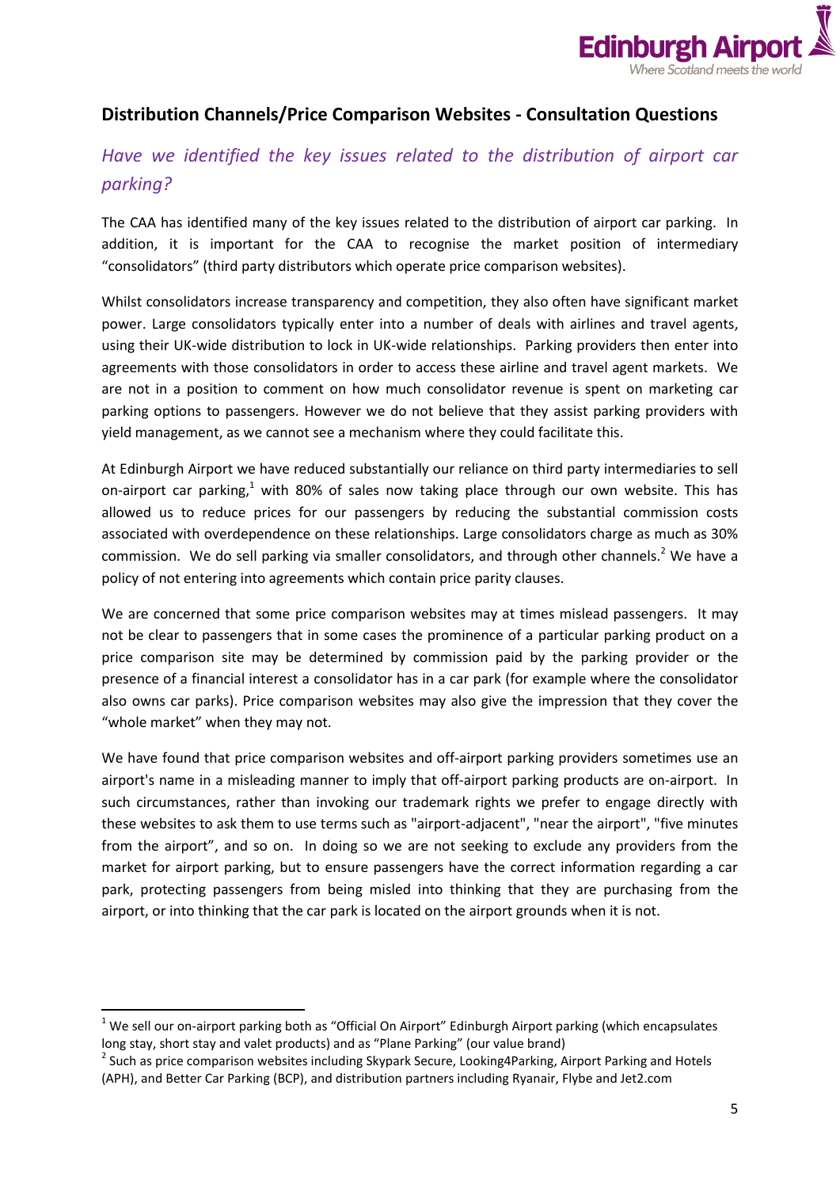## Distribution Channels/Price Comparison Websites - Consultation Questions

### *Have we identified the key issues related to the distribution of airport car parking?*

The CAA has identified many of the key issues related to the distribution of airport car parking. In addition, it is important for the CAA to recognise the market position of intermediary "consolidators" (third party distributors which operate price comparison websites).

Whilst consolidators increase transparency and competition, they also often have significant market power. Large consolidators typically enter into a number of deals with airlines and travel agents, using their UK-wide distribution to lock in UK-wide relationships. Parking providers then enter into agreements with those consolidators in order to access these airline and travel agent markets. We are not in a position to comment on how much consolidator revenue is spent on marketing car parking options to passengers. However we do not believe that they assist parking providers with yield management, as we cannot see a mechanism where they could facilitate this.

At Edinburgh Airport we have reduced substantially our reliance on third party intermediaries to sell on-airport car parking,[1] with 80% of sales now taking place through our own website. This has allowed us to reduce prices for our passengers by reducing the substantial commission costs associated with overdependence on these relationships. Large consolidators charge as much as 30% commission. We do sell parking via smaller consolidators, and through other channels.[2] We have a policy of not entering into agreements which contain price parity clauses.

We are concerned that some price comparison websites may at times mislead passengers. It may not be clear to passengers that in some cases the prominence of a particular parking product on a price comparison site may be determined by commission paid by the parking provider or the presence of a financial interest a consolidator has in a car park (for example where the consolidator also owns car parks). Price comparison websites may also give the impression that they cover the "whole market" when they may not.

We have found that price comparison websites and off-airport parking providers sometimes use an airport's name in a misleading manner to imply that off-airport parking products are on-airport. In such circumstances, rather than invoking our trademark rights we prefer to engage directly with these websites to ask them to use terms such as "airport-adjacent", "near the airport", "five minutes from the airport", and so on. In doing so we are not seeking to exclude any providers from the market for airport parking, but to ensure passengers have the correct information regarding a car park, protecting passengers from being misled into thinking that they are purchasing from the airport, or into thinking that the car park is located on the airport grounds when it is not.

---

[1] We sell our on-airport parking both as "Official On Airport" Edinburgh Airport parking (which encapsulates long stay, short stay and valet products) and as "Plane Parking" (our value brand)

[2] Such as price comparison websites including Skypark Secure, Looking4Parking, Airport Parking and Hotels (APH), and Better Car Parking (BCP), and distribution partners including Ryanair, Flybe and Jet2.com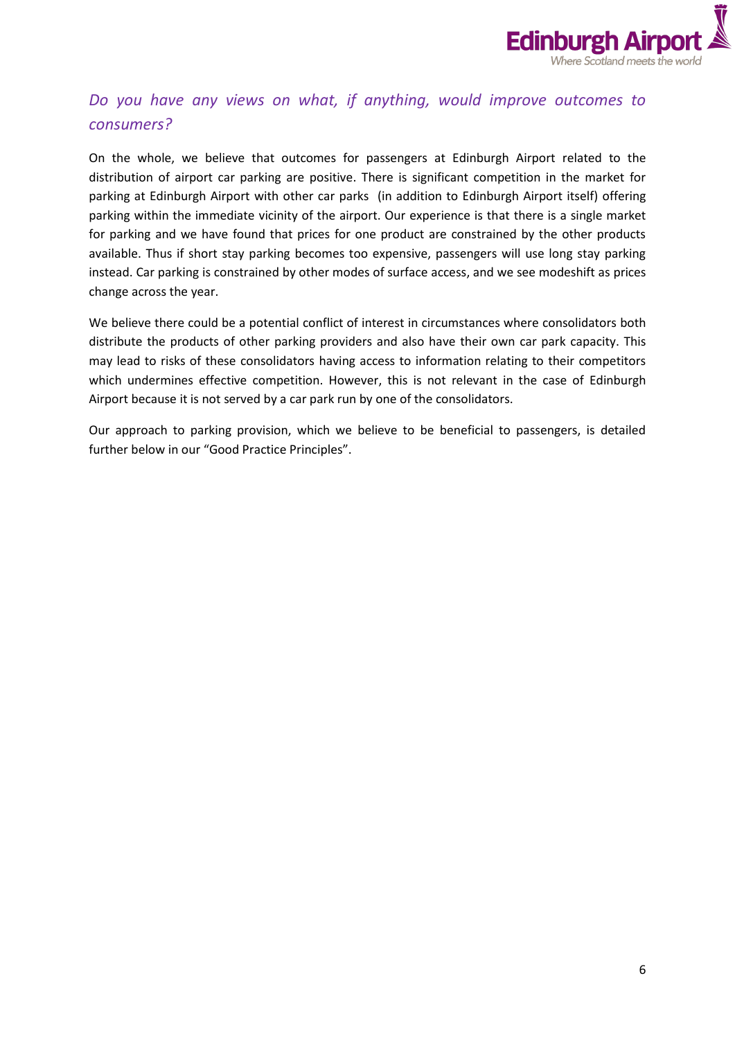## *Do you have any views on what, if anything, would improve outcomes to consumers?*

On the whole, we believe that outcomes for passengers at Edinburgh Airport related to the distribution of airport car parking are positive. There is significant competition in the market for parking at Edinburgh Airport with other car parks (in addition to Edinburgh Airport itself) offering parking within the immediate vicinity of the airport. Our experience is that there is a single market for parking and we have found that prices for one product are constrained by the other products available. Thus if short stay parking becomes too expensive, passengers will use long stay parking instead. Car parking is constrained by other modes of surface access, and we see modeshift as prices change across the year.

We believe there could be a potential conflict of interest in circumstances where consolidators both distribute the products of other parking providers and also have their own car park capacity. This may lead to risks of these consolidators having access to information relating to their competitors which undermines effective competition. However, this is not relevant in the case of Edinburgh Airport because it is not served by a car park run by one of the consolidators.

Our approach to parking provision, which we believe to be beneficial to passengers, is detailed further below in our "Good Practice Principles".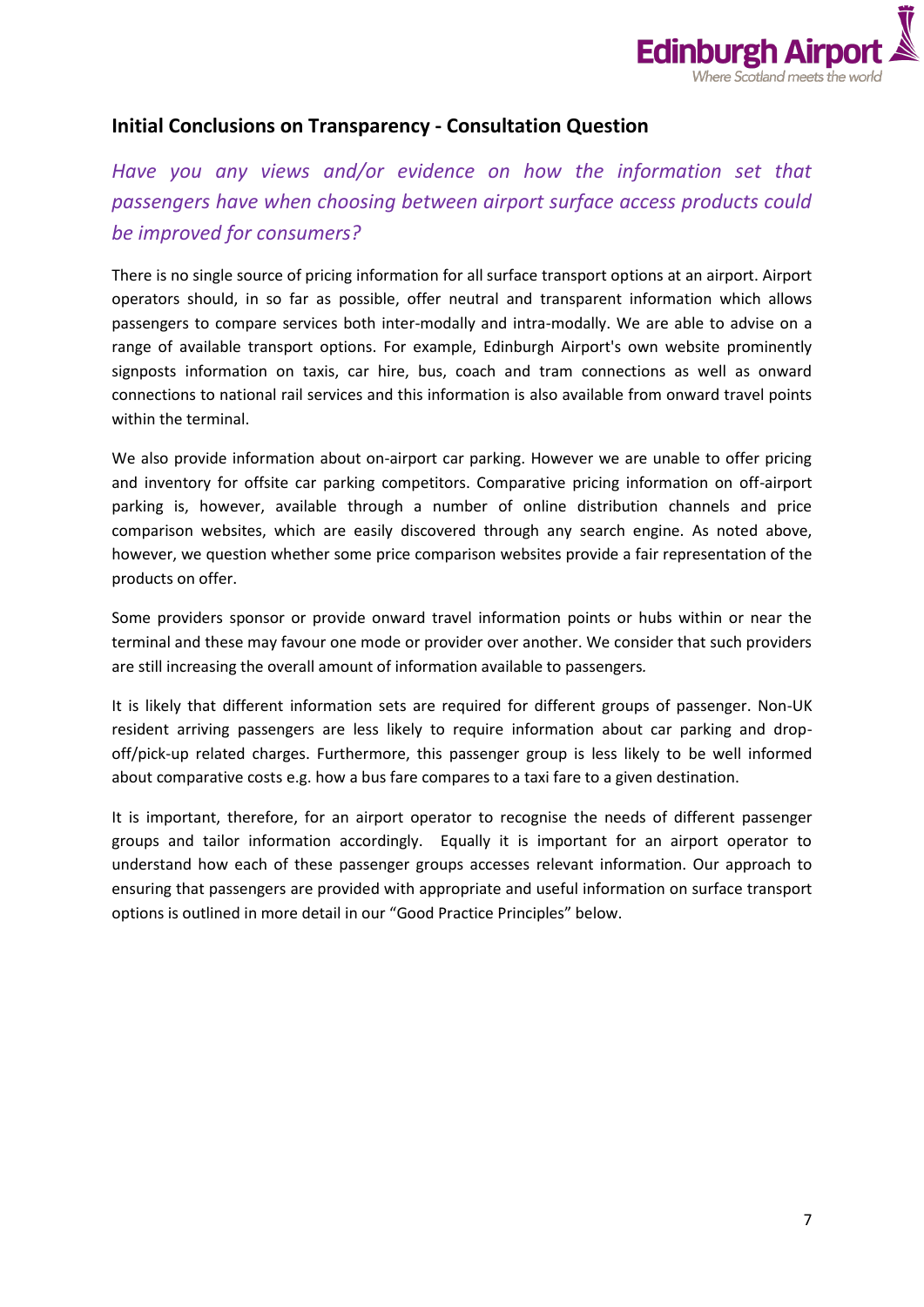## Initial Conclusions on Transparency - Consultation Question

*Have you any views and/or evidence on how the information set that passengers have when choosing between airport surface access products could be improved for consumers?*

There is no single source of pricing information for all surface transport options at an airport. Airport operators should, in so far as possible, offer neutral and transparent information which allows passengers to compare services both inter-modally and intra-modally. We are able to advise on a range of available transport options. For example, Edinburgh Airport's own website prominently signposts information on taxis, car hire, bus, coach and tram connections as well as onward connections to national rail services and this information is also available from onward travel points within the terminal.

We also provide information about on-airport car parking. However we are unable to offer pricing and inventory for offsite car parking competitors. Comparative pricing information on off-airport parking is, however, available through a number of online distribution channels and price comparison websites, which are easily discovered through any search engine. As noted above, however, we question whether some price comparison websites provide a fair representation of the products on offer.

Some providers sponsor or provide onward travel information points or hubs within or near the terminal and these may favour one mode or provider over another. We consider that such providers are still increasing the overall amount of information available to passengers.

It is likely that different information sets are required for different groups of passenger. Non-UK resident arriving passengers are less likely to require information about car parking and drop-off/pick-up related charges. Furthermore, this passenger group is less likely to be well informed about comparative costs e.g. how a bus fare compares to a taxi fare to a given destination.

It is important, therefore, for an airport operator to recognise the needs of different passenger groups and tailor information accordingly. Equally it is important for an airport operator to understand how each of these passenger groups accesses relevant information. Our approach to ensuring that passengers are provided with appropriate and useful information on surface transport options is outlined in more detail in our "Good Practice Principles" below.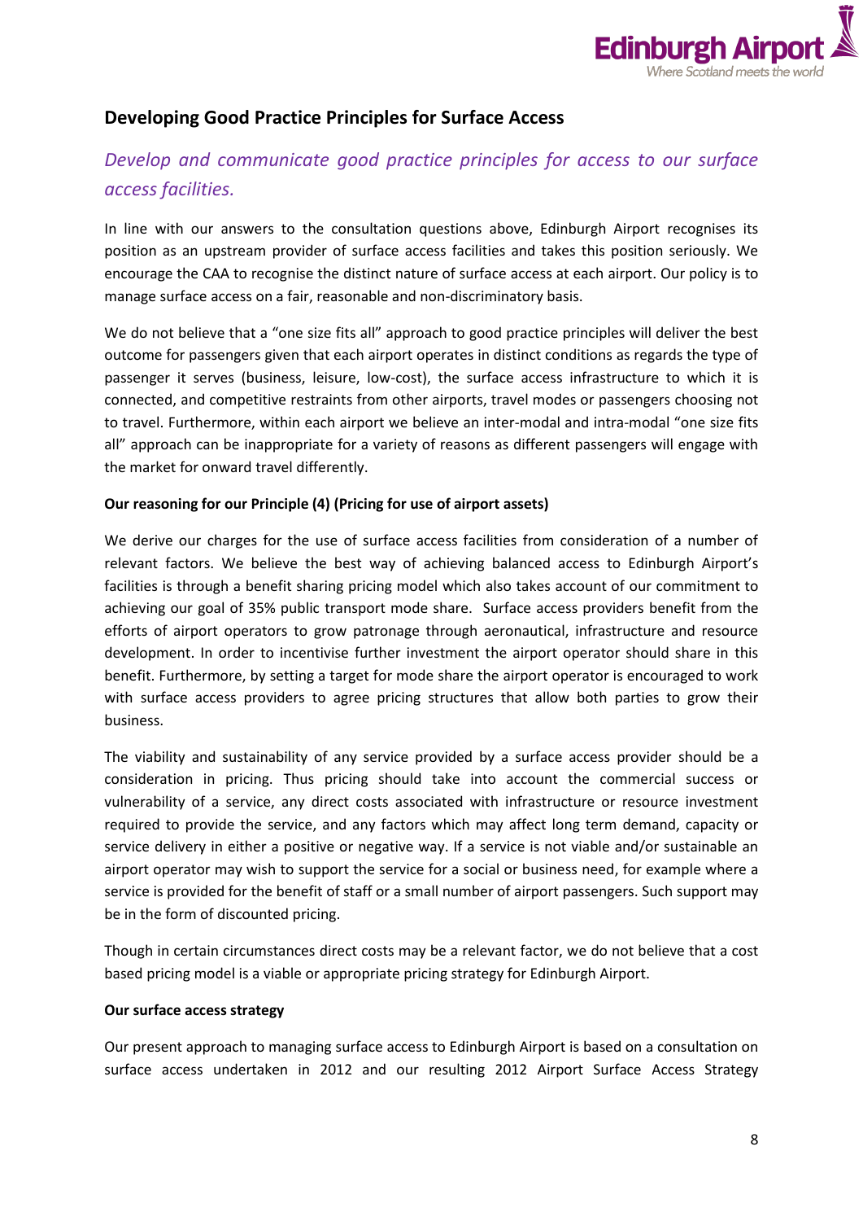## Developing Good Practice Principles for Surface Access

### *Develop and communicate good practice principles for access to our surface access facilities.*

In line with our answers to the consultation questions above, Edinburgh Airport recognises its position as an upstream provider of surface access facilities and takes this position seriously. We encourage the CAA to recognise the distinct nature of surface access at each airport. Our policy is to manage surface access on a fair, reasonable and non-discriminatory basis.

We do not believe that a "one size fits all" approach to good practice principles will deliver the best outcome for passengers given that each airport operates in distinct conditions as regards the type of passenger it serves (business, leisure, low-cost), the surface access infrastructure to which it is connected, and competitive restraints from other airports, travel modes or passengers choosing not to travel. Furthermore, within each airport we believe an inter-modal and intra-modal "one size fits all" approach can be inappropriate for a variety of reasons as different passengers will engage with the market for onward travel differently.

**Our reasoning for our Principle (4) (Pricing for use of airport assets)**

We derive our charges for the use of surface access facilities from consideration of a number of relevant factors. We believe the best way of achieving balanced access to Edinburgh Airport's facilities is through a benefit sharing pricing model which also takes account of our commitment to achieving our goal of 35% public transport mode share. Surface access providers benefit from the efforts of airport operators to grow patronage through aeronautical, infrastructure and resource development. In order to incentivise further investment the airport operator should share in this benefit. Furthermore, by setting a target for mode share the airport operator is encouraged to work with surface access providers to agree pricing structures that allow both parties to grow their business.

The viability and sustainability of any service provided by a surface access provider should be a consideration in pricing. Thus pricing should take into account the commercial success or vulnerability of a service, any direct costs associated with infrastructure or resource investment required to provide the service, and any factors which may affect long term demand, capacity or service delivery in either a positive or negative way. If a service is not viable and/or sustainable an airport operator may wish to support the service for a social or business need, for example where a service is provided for the benefit of staff or a small number of airport passengers. Such support may be in the form of discounted pricing.

Though in certain circumstances direct costs may be a relevant factor, we do not believe that a cost based pricing model is a viable or appropriate pricing strategy for Edinburgh Airport.

**Our surface access strategy**

Our present approach to managing surface access to Edinburgh Airport is based on a consultation on surface access undertaken in 2012 and our resulting 2012 Airport Surface Access Strategy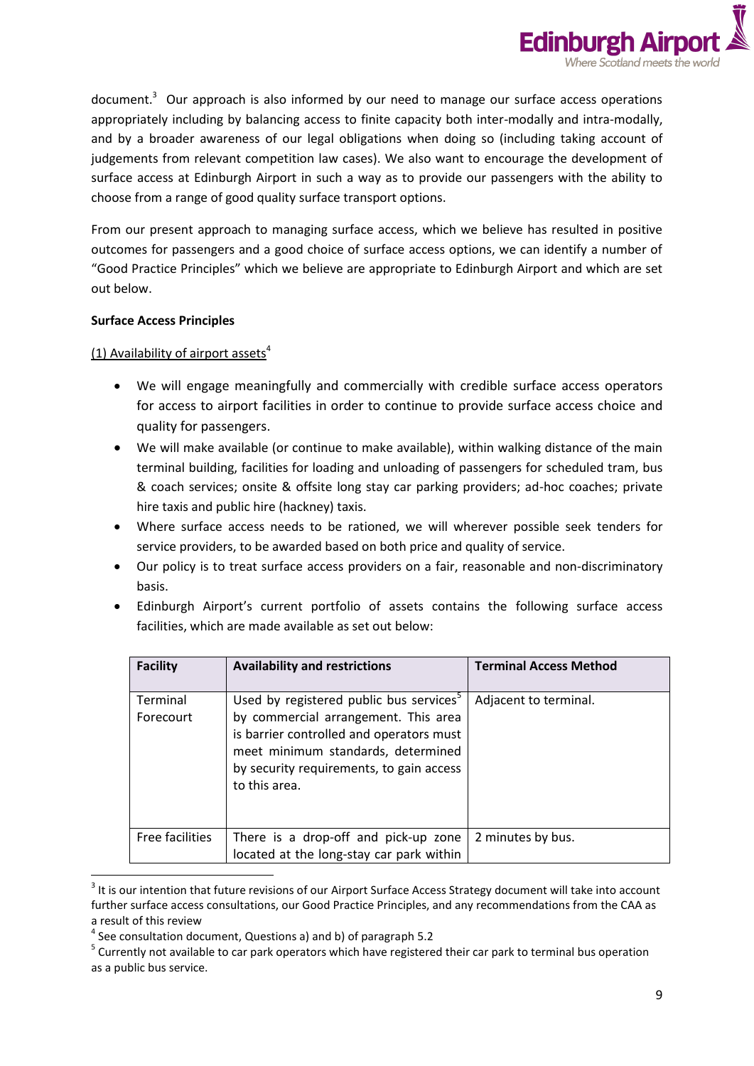document.[3] Our approach is also informed by our need to manage our surface access operations appropriately including by balancing access to finite capacity both inter-modally and intra-modally, and by a broader awareness of our legal obligations when doing so (including taking account of judgements from relevant competition law cases). We also want to encourage the development of surface access at Edinburgh Airport in such a way as to provide our passengers with the ability to choose from a range of good quality surface transport options.

From our present approach to managing surface access, which we believe has resulted in positive outcomes for passengers and a good choice of surface access options, we can identify a number of "Good Practice Principles" which we believe are appropriate to Edinburgh Airport and which are set out below.

**Surface Access Principles**

(1) Availability of airport assets[4]

- We will engage meaningfully and commercially with credible surface access operators for access to airport facilities in order to continue to provide surface access choice and quality for passengers.
- We will make available (or continue to make available), within walking distance of the main terminal building, facilities for loading and unloading of passengers for scheduled tram, bus & coach services; onsite & offsite long stay car parking providers; ad-hoc coaches; private hire taxis and public hire (hackney) taxis.
- Where surface access needs to be rationed, we will wherever possible seek tenders for service providers, to be awarded based on both price and quality of service.
- Our policy is to treat surface access providers on a fair, reasonable and non-discriminatory basis.
- Edinburgh Airport's current portfolio of assets contains the following surface access facilities, which are made available as set out below:

| Facility | Availability and restrictions | Terminal Access Method |
|---|---|---|
| Terminal Forecourt | Used by registered public bus services[5] by commercial arrangement. This area is barrier controlled and operators must meet minimum standards, determined by security requirements, to gain access to this area. | Adjacent to terminal. |
| Free facilities | There is a drop-off and pick-up zone located at the long-stay car park within | 2 minutes by bus. |

[3] It is our intention that future revisions of our Airport Surface Access Strategy document will take into account further surface access consultations, our Good Practice Principles, and any recommendations from the CAA as a result of this review

[4] See consultation document, Questions a) and b) of paragraph 5.2

[5] Currently not available to car park operators which have registered their car park to terminal bus operation as a public bus service.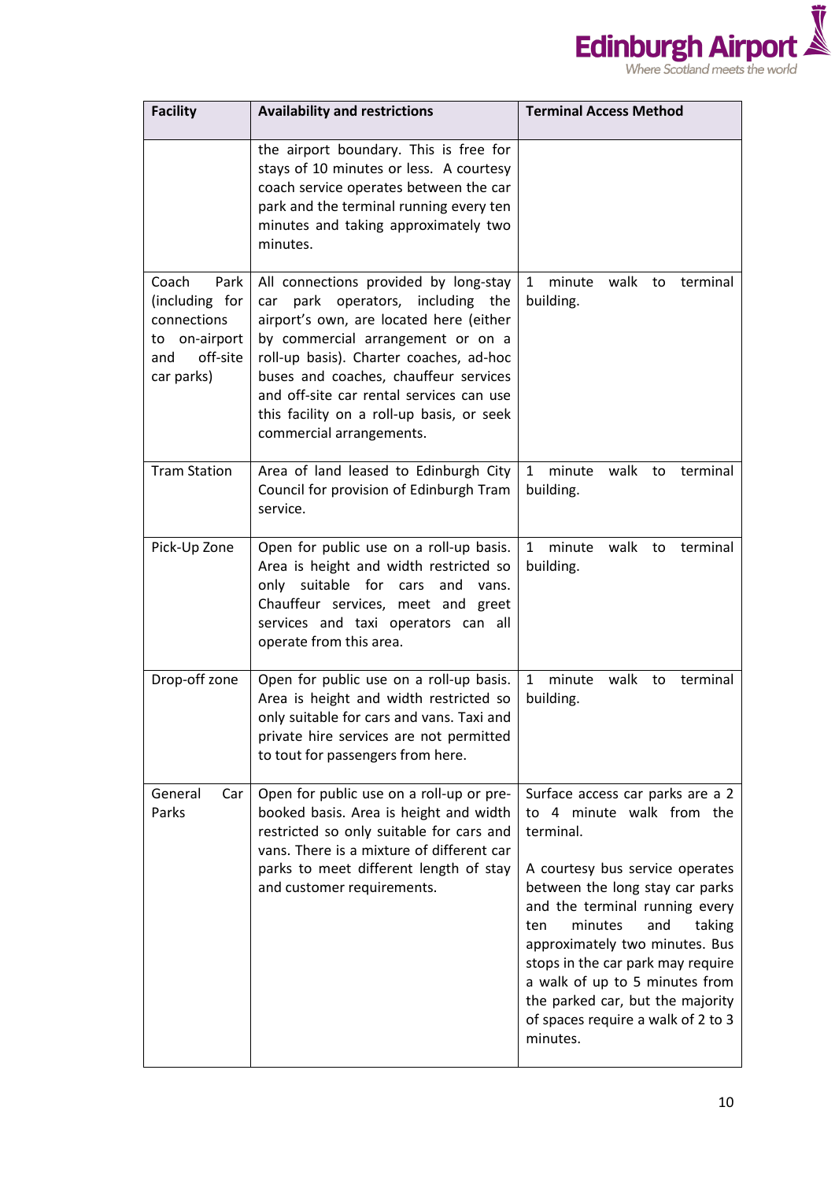| Facility | Availability and restrictions | Terminal Access Method |
| --- | --- | --- |
| | the airport boundary. This is free for stays of 10 minutes or less. A courtesy coach service operates between the car park and the terminal running every ten minutes and taking approximately two minutes. | |
| Coach Park (including for connections to on-airport and off-site car parks) | All connections provided by long-stay car park operators, including the airport's own, are located here (either by commercial arrangement or on a roll-up basis). Charter coaches, ad-hoc buses and coaches, chauffeur services and off-site car rental services can use this facility on a roll-up basis, or seek commercial arrangements. | 1 minute walk to terminal building. |
| Tram Station | Area of land leased to Edinburgh City Council for provision of Edinburgh Tram service. | 1 minute walk to terminal building. |
| Pick-Up Zone | Open for public use on a roll-up basis. Area is height and width restricted so only suitable for cars and vans. Chauffeur services, meet and greet services and taxi operators can all operate from this area. | 1 minute walk to terminal building. |
| Drop-off zone | Open for public use on a roll-up basis. Area is height and width restricted so only suitable for cars and vans. Taxi and private hire services are not permitted to tout for passengers from here. | 1 minute walk to terminal building. |
| General Car Parks | Open for public use on a roll-up or pre-booked basis. Area is height and width restricted so only suitable for cars and vans. There is a mixture of different car parks to meet different length of stay and customer requirements. | Surface access car parks are a 2 to 4 minute walk from the terminal.<br><br>A courtesy bus service operates between the long stay car parks and the terminal running every ten minutes and taking approximately two minutes. Bus stops in the car park may require a walk of up to 5 minutes from the parked car, but the majority of spaces require a walk of 2 to 3 minutes. |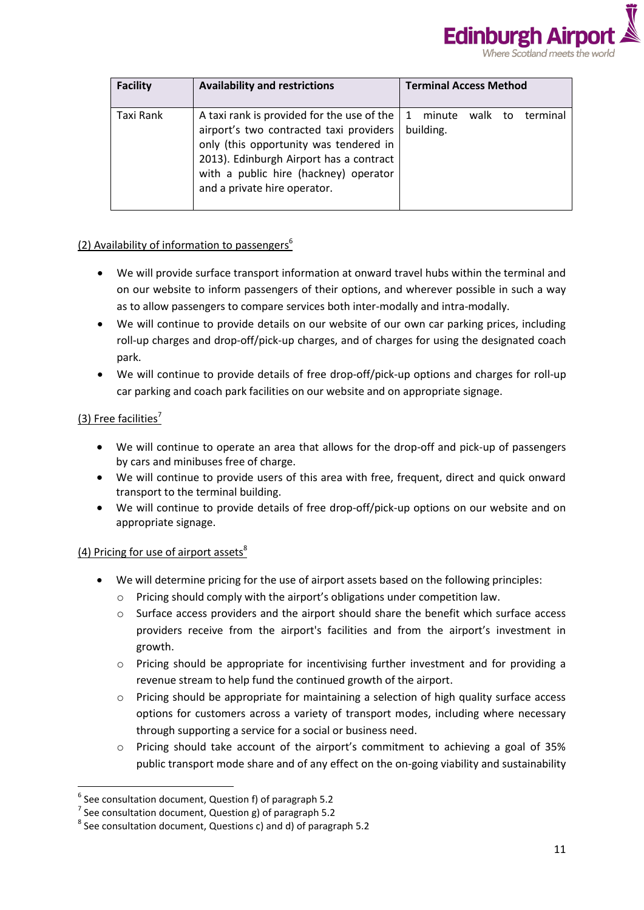| Facility | Availability and restrictions | Terminal Access Method |
| --- | --- | --- |
| Taxi Rank | A taxi rank is provided for the use of the airport's two contracted taxi providers only (this opportunity was tendered in 2013). Edinburgh Airport has a contract with a public hire (hackney) operator and a private hire operator. | 1 minute walk to terminal building. |

(2) Availability of information to passengers[6]

- We will provide surface transport information at onward travel hubs within the terminal and on our website to inform passengers of their options, and wherever possible in such a way as to allow passengers to compare services both inter-modally and intra-modally.
- We will continue to provide details on our website of our own car parking prices, including roll-up charges and drop-off/pick-up charges, and of charges for using the designated coach park.
- We will continue to provide details of free drop-off/pick-up options and charges for roll-up car parking and coach park facilities on our website and on appropriate signage.

(3) Free facilities[7]

- We will continue to operate an area that allows for the drop-off and pick-up of passengers by cars and minibuses free of charge.
- We will continue to provide users of this area with free, frequent, direct and quick onward transport to the terminal building.
- We will continue to provide details of free drop-off/pick-up options on our website and on appropriate signage.

(4) Pricing for use of airport assets[8]

- We will determine pricing for the use of airport assets based on the following principles:
  - Pricing should comply with the airport's obligations under competition law.
  - Surface access providers and the airport should share the benefit which surface access providers receive from the airport's facilities and from the airport's investment in growth.
  - Pricing should be appropriate for incentivising further investment and for providing a revenue stream to help fund the continued growth of the airport.
  - Pricing should be appropriate for maintaining a selection of high quality surface access options for customers across a variety of transport modes, including where necessary through supporting a service for a social or business need.
  - Pricing should take account of the airport's commitment to achieving a goal of 35% public transport mode share and of any effect on the on-going viability and sustainability

[6] See consultation document, Question f) of paragraph 5.2
[7] See consultation document, Question g) of paragraph 5.2
[8] See consultation document, Questions c) and d) of paragraph 5.2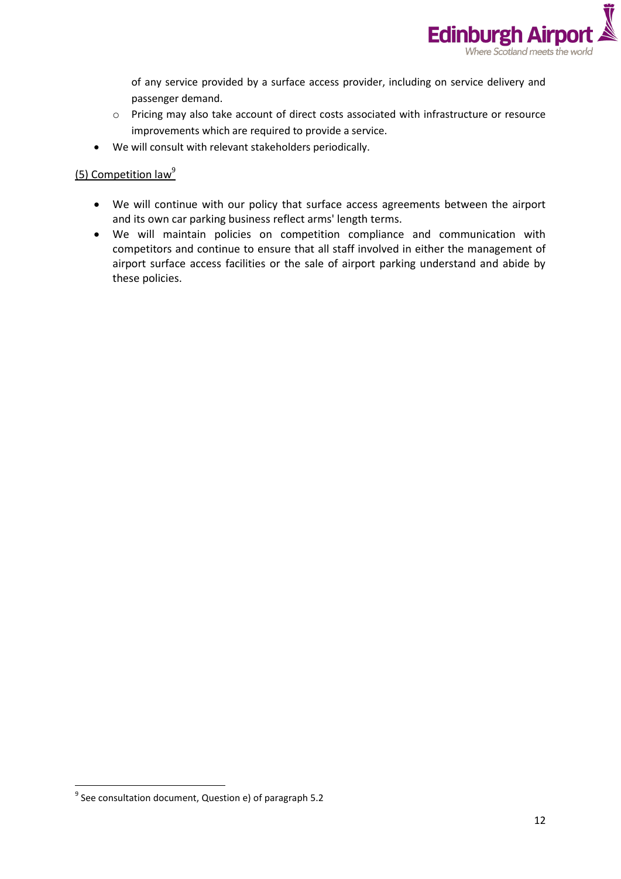of any service provided by a surface access provider, including on service delivery and passenger demand.

  - Pricing may also take account of direct costs associated with infrastructure or resource improvements which are required to provide a service.
- We will consult with relevant stakeholders periodically.

<u>(5) Competition law[9]</u>

- We will continue with our policy that surface access agreements between the airport and its own car parking business reflect arms' length terms.
- We will maintain policies on competition compliance and communication with competitors and continue to ensure that all staff involved in either the management of airport surface access facilities or the sale of airport parking understand and abide by these policies.

[9] See consultation document, Question e) of paragraph 5.2